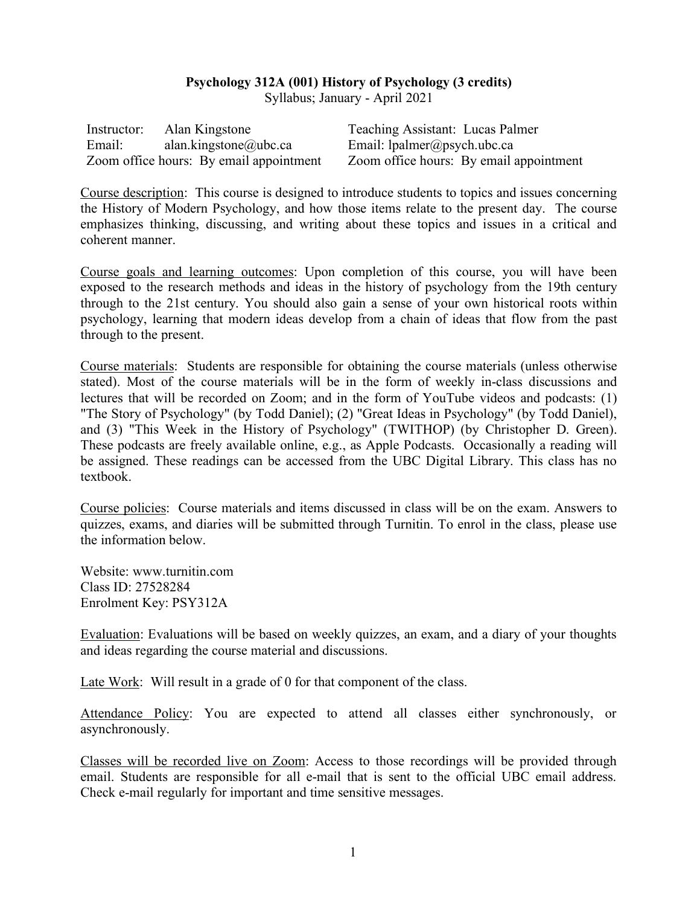**Psychology 312A (001) History of Psychology (3 credits)**

Syllabus; January - April 2021

| Instructor: Alan Kingstone | Teaching Assistant: Lucas Palmer |
| --- | --- |
| Email: alan.kingstone@ubc.ca | Email: lpalmer@psych.ubc.ca |
| Zoom office hours: By email appointment | Zoom office hours: By email appointment |

Course description: This course is designed to introduce students to topics and issues concerning the History of Modern Psychology, and how those items relate to the present day. The course emphasizes thinking, discussing, and writing about these topics and issues in a critical and coherent manner.

Course goals and learning outcomes: Upon completion of this course, you will have been exposed to the research methods and ideas in the history of psychology from the 19th century through to the 21st century. You should also gain a sense of your own historical roots within psychology, learning that modern ideas develop from a chain of ideas that flow from the past through to the present.

Course materials: Students are responsible for obtaining the course materials (unless otherwise stated). Most of the course materials will be in the form of weekly in-class discussions and lectures that will be recorded on Zoom; and in the form of YouTube videos and podcasts: (1) "The Story of Psychology" (by Todd Daniel); (2) "Great Ideas in Psychology" (by Todd Daniel), and (3) "This Week in the History of Psychology" (TWITHOP) (by Christopher D. Green). These podcasts are freely available online, e.g., as Apple Podcasts. Occasionally a reading will be assigned. These readings can be accessed from the UBC Digital Library. This class has no textbook.

Course policies: Course materials and items discussed in class will be on the exam. Answers to quizzes, exams, and diaries will be submitted through Turnitin. To enrol in the class, please use the information below.

Website: www.turnitin.com
Class ID: 27528284
Enrolment Key: PSY312A

Evaluation: Evaluations will be based on weekly quizzes, an exam, and a diary of your thoughts and ideas regarding the course material and discussions.

Late Work: Will result in a grade of 0 for that component of the class.

Attendance Policy: You are expected to attend all classes either synchronously, or asynchronously.

Classes will be recorded live on Zoom: Access to those recordings will be provided through email. Students are responsible for all e-mail that is sent to the official UBC email address. Check e-mail regularly for important and time sensitive messages.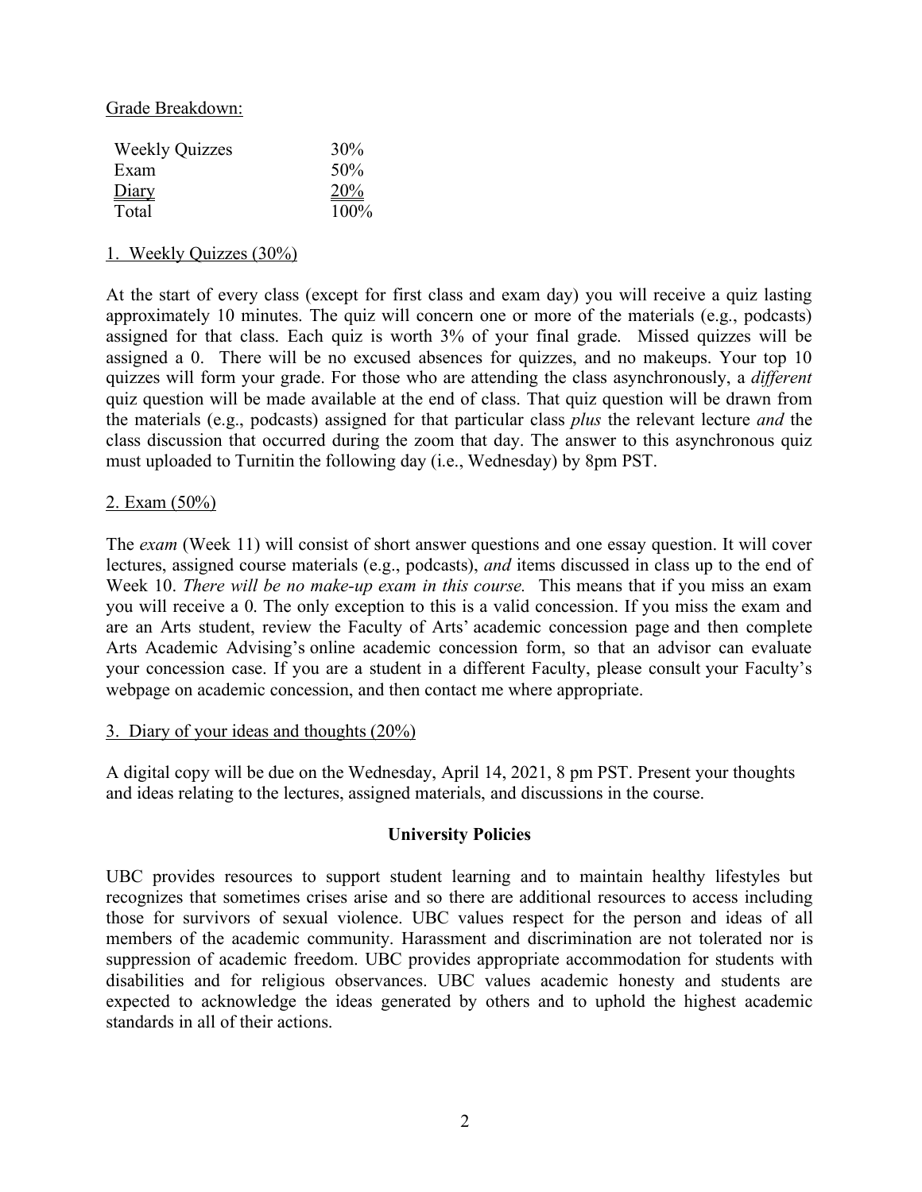Grade Breakdown:

| | |
|---|---|
| Weekly Quizzes | 30% |
| Exam | 50% |
| Diary | 20% |
| Total | 100% |

1. Weekly Quizzes (30%)

At the start of every class (except for first class and exam day) you will receive a quiz lasting approximately 10 minutes. The quiz will concern one or more of the materials (e.g., podcasts) assigned for that class. Each quiz is worth 3% of your final grade. Missed quizzes will be assigned a 0. There will be no excused absences for quizzes, and no makeups. Your top 10 quizzes will form your grade. For those who are attending the class asynchronously, a *different* quiz question will be made available at the end of class. That quiz question will be drawn from the materials (e.g., podcasts) assigned for that particular class *plus* the relevant lecture *and* the class discussion that occurred during the zoom that day. The answer to this asynchronous quiz must uploaded to Turnitin the following day (i.e., Wednesday) by 8pm PST.

2. Exam (50%)

The *exam* (Week 11) will consist of short answer questions and one essay question. It will cover lectures, assigned course materials (e.g., podcasts), *and* items discussed in class up to the end of Week 10. *There will be no make-up exam in this course.* This means that if you miss an exam you will receive a 0. The only exception to this is a valid concession. If you miss the exam and are an Arts student, review the Faculty of Arts' academic concession page and then complete Arts Academic Advising's online academic concession form, so that an advisor can evaluate your concession case. If you are a student in a different Faculty, please consult your Faculty's webpage on academic concession, and then contact me where appropriate.

3. Diary of your ideas and thoughts (20%)

A digital copy will be due on the Wednesday, April 14, 2021, 8 pm PST. Present your thoughts and ideas relating to the lectures, assigned materials, and discussions in the course.

**University Policies**

UBC provides resources to support student learning and to maintain healthy lifestyles but recognizes that sometimes crises arise and so there are additional resources to access including those for survivors of sexual violence. UBC values respect for the person and ideas of all members of the academic community. Harassment and discrimination are not tolerated nor is suppression of academic freedom. UBC provides appropriate accommodation for students with disabilities and for religious observances. UBC values academic honesty and students are expected to acknowledge the ideas generated by others and to uphold the highest academic standards in all of their actions.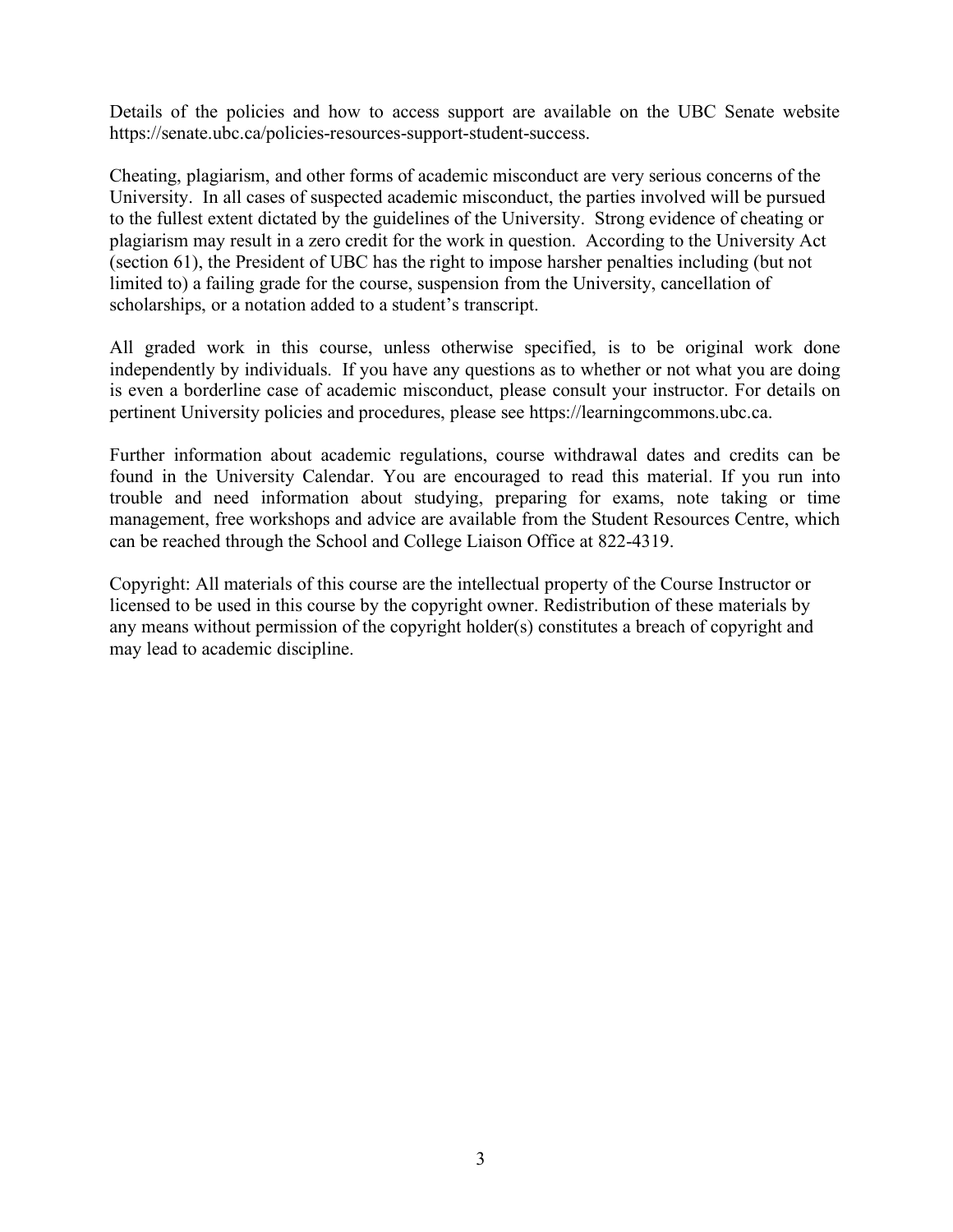Details of the policies and how to access support are available on the UBC Senate website https://senate.ubc.ca/policies-resources-support-student-success.

Cheating, plagiarism, and other forms of academic misconduct are very serious concerns of the University. In all cases of suspected academic misconduct, the parties involved will be pursued to the fullest extent dictated by the guidelines of the University. Strong evidence of cheating or plagiarism may result in a zero credit for the work in question. According to the University Act (section 61), the President of UBC has the right to impose harsher penalties including (but not limited to) a failing grade for the course, suspension from the University, cancellation of scholarships, or a notation added to a student's transcript.

All graded work in this course, unless otherwise specified, is to be original work done independently by individuals. If you have any questions as to whether or not what you are doing is even a borderline case of academic misconduct, please consult your instructor. For details on pertinent University policies and procedures, please see https://learningcommons.ubc.ca.

Further information about academic regulations, course withdrawal dates and credits can be found in the University Calendar. You are encouraged to read this material. If you run into trouble and need information about studying, preparing for exams, note taking or time management, free workshops and advice are available from the Student Resources Centre, which can be reached through the School and College Liaison Office at 822-4319.

Copyright: All materials of this course are the intellectual property of the Course Instructor or licensed to be used in this course by the copyright owner. Redistribution of these materials by any means without permission of the copyright holder(s) constitutes a breach of copyright and may lead to academic discipline.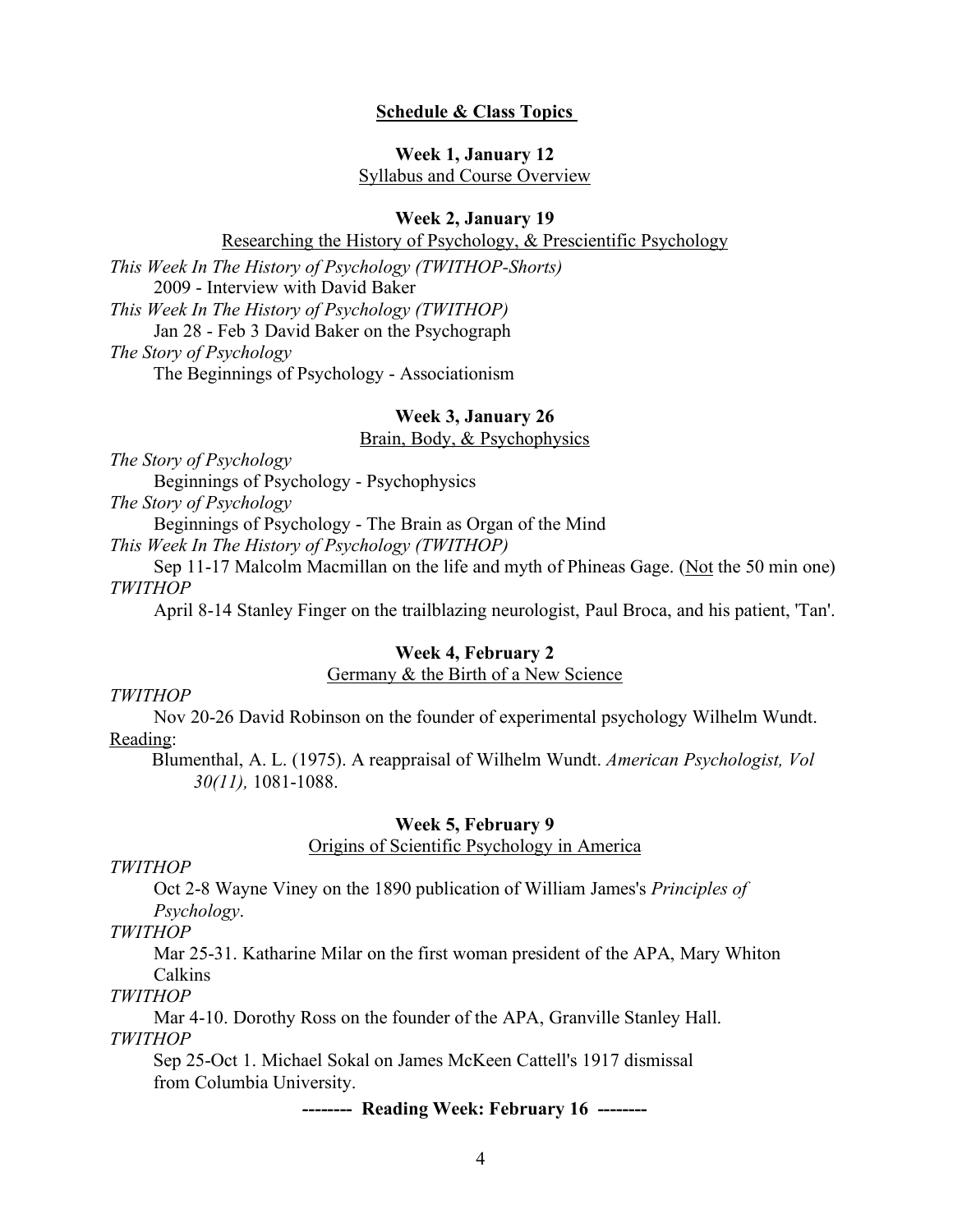## **Schedule & Class Topics**

### Week 1, January 12

Syllabus and Course Overview

### Week 2, January 19

Researching the History of Psychology, & Prescientific Psychology

*This Week In The History of Psychology (TWITHOP-Shorts)*
  2009 - Interview with David Baker

*This Week In The History of Psychology (TWITHOP)*
  Jan 28 - Feb 3 David Baker on the Psychograph

*The Story of Psychology*
  The Beginnings of Psychology - Associationism

### Week 3, January 26

Brain, Body, & Psychophysics

*The Story of Psychology*
  Beginnings of Psychology - Psychophysics

*The Story of Psychology*
  Beginnings of Psychology - The Brain as Organ of the Mind

*This Week In The History of Psychology (TWITHOP)*
  Sep 11-17 Malcolm Macmillan on the life and myth of Phineas Gage. (Not the 50 min one)

*TWITHOP*
  April 8-14 Stanley Finger on the trailblazing neurologist, Paul Broca, and his patient, 'Tan'.

### Week 4, February 2

Germany & the Birth of a New Science

*TWITHOP*
  Nov 20-26 David Robinson on the founder of experimental psychology Wilhelm Wundt.

Reading:
  Blumenthal, A. L. (1975). A reappraisal of Wilhelm Wundt. *American Psychologist, Vol 30(11),* 1081-1088.

### Week 5, February 9

Origins of Scientific Psychology in America

*TWITHOP*
  Oct 2-8 Wayne Viney on the 1890 publication of William James's *Principles of Psychology*.

*TWITHOP*
  Mar 25-31. Katharine Milar on the first woman president of the APA, Mary Whiton Calkins

*TWITHOP*
  Mar 4-10. Dorothy Ross on the founder of the APA, Granville Stanley Hall.

*TWITHOP*
  Sep 25-Oct 1. Michael Sokal on James McKeen Cattell's 1917 dismissal from Columbia University.

**-------- Reading Week: February 16 --------**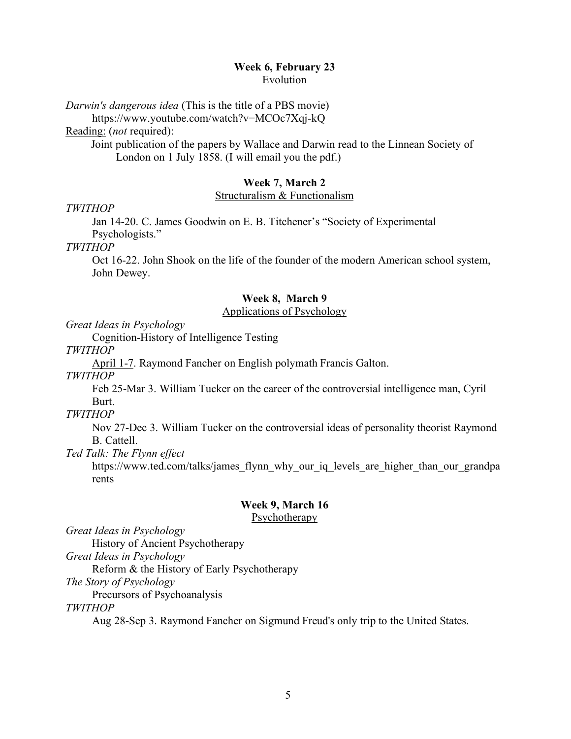**Week 6, February 23**

Evolution

*Darwin's dangerous idea* (This is the title of a PBS movie)
https://www.youtube.com/watch?v=MCOc7Xqj-kQ

Reading: (*not* required):

Joint publication of the papers by Wallace and Darwin read to the Linnean Society of London on 1 July 1858. (I will email you the pdf.)

**Week 7, March 2**

Structuralism & Functionalism

*TWITHOP*

Jan 14-20. C. James Goodwin on E. B. Titchener's "Society of Experimental Psychologists."

*TWITHOP*

Oct 16-22. John Shook on the life of the founder of the modern American school system, John Dewey.

**Week 8, March 9**

Applications of Psychology

*Great Ideas in Psychology*

Cognition-History of Intelligence Testing

*TWITHOP*

April 1-7. Raymond Fancher on English polymath Francis Galton.

*TWITHOP*

Feb 25-Mar 3. William Tucker on the career of the controversial intelligence man, Cyril Burt.

*TWITHOP*

Nov 27-Dec 3. William Tucker on the controversial ideas of personality theorist Raymond B. Cattell.

*Ted Talk: The Flynn effect*

https://www.ted.com/talks/james_flynn_why_our_iq_levels_are_higher_than_our_grandparents

**Week 9, March 16**

Psychotherapy

*Great Ideas in Psychology*

History of Ancient Psychotherapy

*Great Ideas in Psychology*

Reform & the History of Early Psychotherapy

*The Story of Psychology*

Precursors of Psychoanalysis

*TWITHOP*

Aug 28-Sep 3. Raymond Fancher on Sigmund Freud's only trip to the United States.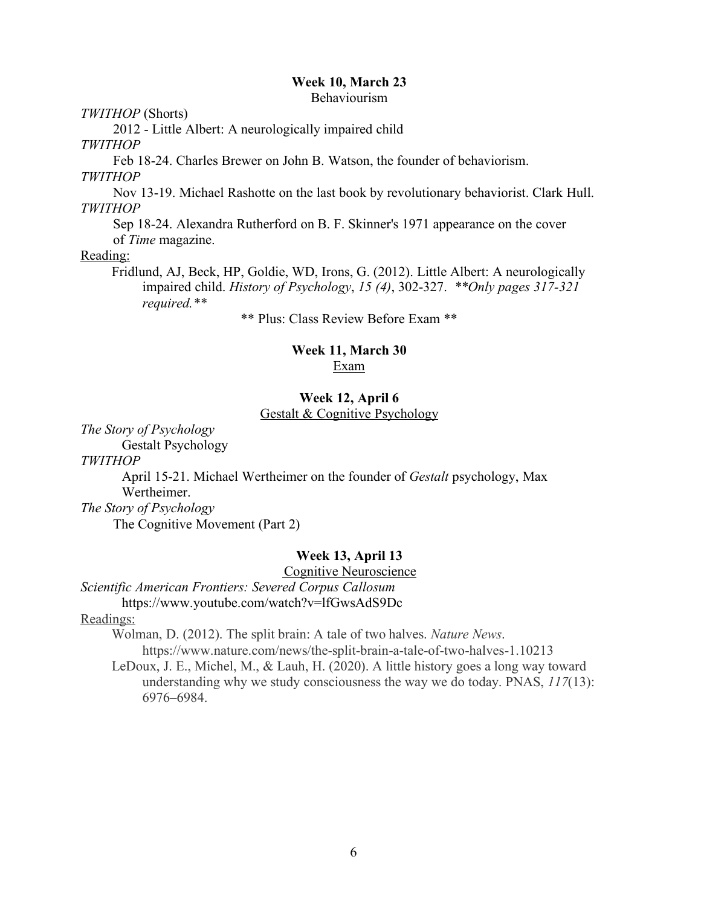**Week 10, March 23**

Behaviourism

*TWITHOP* (Shorts)

2012 - Little Albert: A neurologically impaired child

*TWITHOP*

Feb 18-24. Charles Brewer on John B. Watson, the founder of behaviorism.

*TWITHOP*

Nov 13-19. Michael Rashotte on the last book by revolutionary behaviorist. Clark Hull.

*TWITHOP*

Sep 18-24. Alexandra Rutherford on B. F. Skinner's 1971 appearance on the cover of *Time* magazine.

Reading:

Fridlund, AJ, Beck, HP, Goldie, WD, Irons, G. (2012). Little Albert: A neurologically impaired child. *History of Psychology*, *15 (4)*, 302-327. ***Only pages 317-321 required.***

** Plus: Class Review Before Exam **

**Week 11, March 30**

Exam

**Week 12, April 6**

Gestalt & Cognitive Psychology

*The Story of Psychology*

Gestalt Psychology

*TWITHOP*

April 15-21. Michael Wertheimer on the founder of *Gestalt* psychology, Max Wertheimer.

*The Story of Psychology*

The Cognitive Movement (Part 2)

**Week 13, April 13**

Cognitive Neuroscience

*Scientific American Frontiers: Severed Corpus Callosum*

https://www.youtube.com/watch?v=lfGwsAdS9Dc

Readings:

Wolman, D. (2012). The split brain: A tale of two halves. *Nature News*. https://www.nature.com/news/the-split-brain-a-tale-of-two-halves-1.10213

LeDoux, J. E., Michel, M., & Lauh, H. (2020). A little history goes a long way toward understanding why we study consciousness the way we do today. PNAS, *117*(13): 6976–6984.